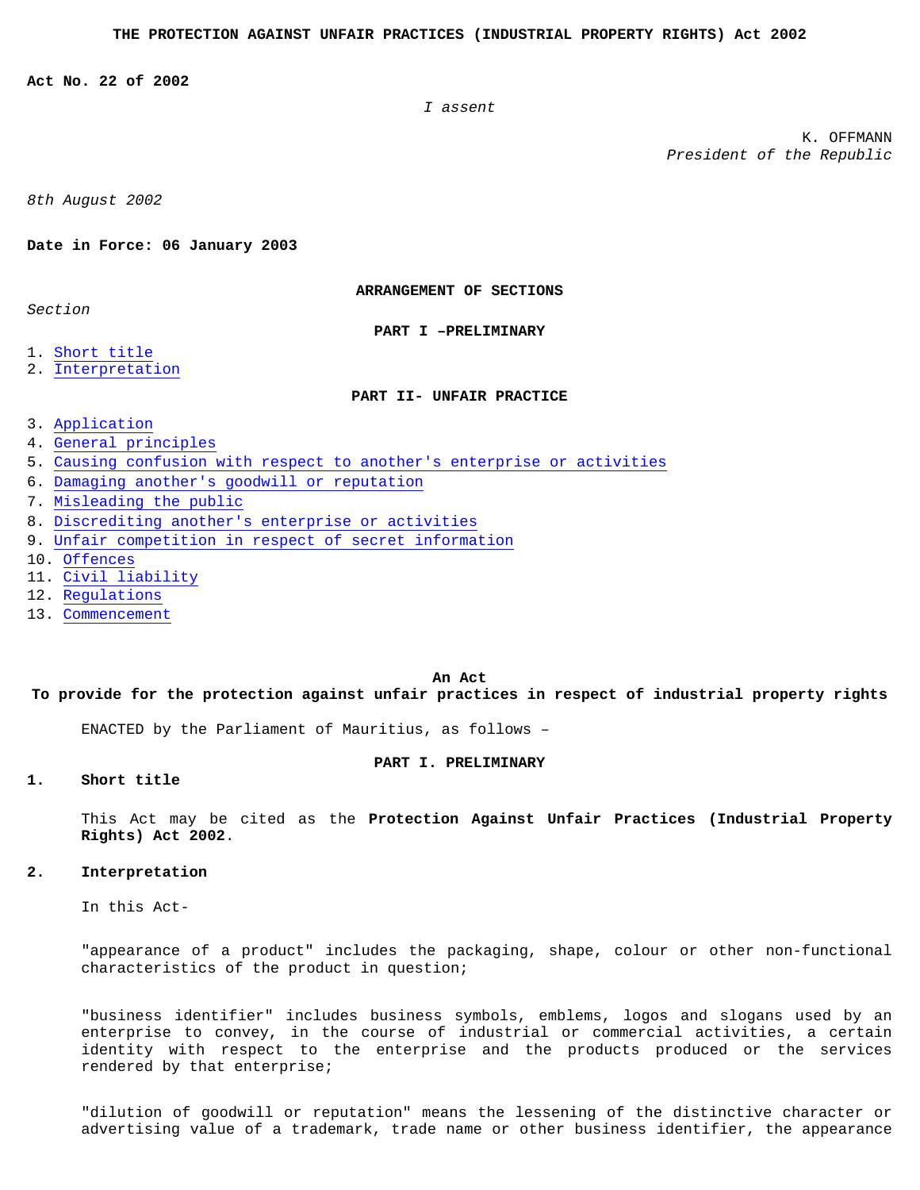# THE PROTECTION AGAINST UNFAIR PRACTICES (INDUSTRIAL PROPERTY RIGHTS) Act 2002

**Act No. 22 of 2002**

*I assent*

K. OFFMANN
*President of the Republic*

*8th August 2002*

**Date in Force: 06 January 2003**

**ARRANGEMENT OF SECTIONS**

*Section*

**PART I –PRELIMINARY**

1. Short title
2. Interpretation

**PART II- UNFAIR PRACTICE**

3. Application
4. General principles
5. Causing confusion with respect to another's enterprise or activities
6. Damaging another's goodwill or reputation
7. Misleading the public
8. Discrediting another's enterprise or activities
9. Unfair competition in respect of secret information
10. Offences
11. Civil liability
12. Regulations
13. Commencement

**An Act**
**To provide for the protection against unfair practices in respect of industrial property rights**

ENACTED by the Parliament of Mauritius, as follows –

## PART I. PRELIMINARY

### 1. Short title

This Act may be cited as the **Protection Against Unfair Practices (Industrial Property Rights) Act 2002**.

### 2. Interpretation

In this Act-

"appearance of a product" includes the packaging, shape, colour or other non-functional characteristics of the product in question;

"business identifier" includes business symbols, emblems, logos and slogans used by an enterprise to convey, in the course of industrial or commercial activities, a certain identity with respect to the enterprise and the products produced or the services rendered by that enterprise;

"dilution of goodwill or reputation" means the lessening of the distinctive character or advertising value of a trademark, trade name or other business identifier, the appearance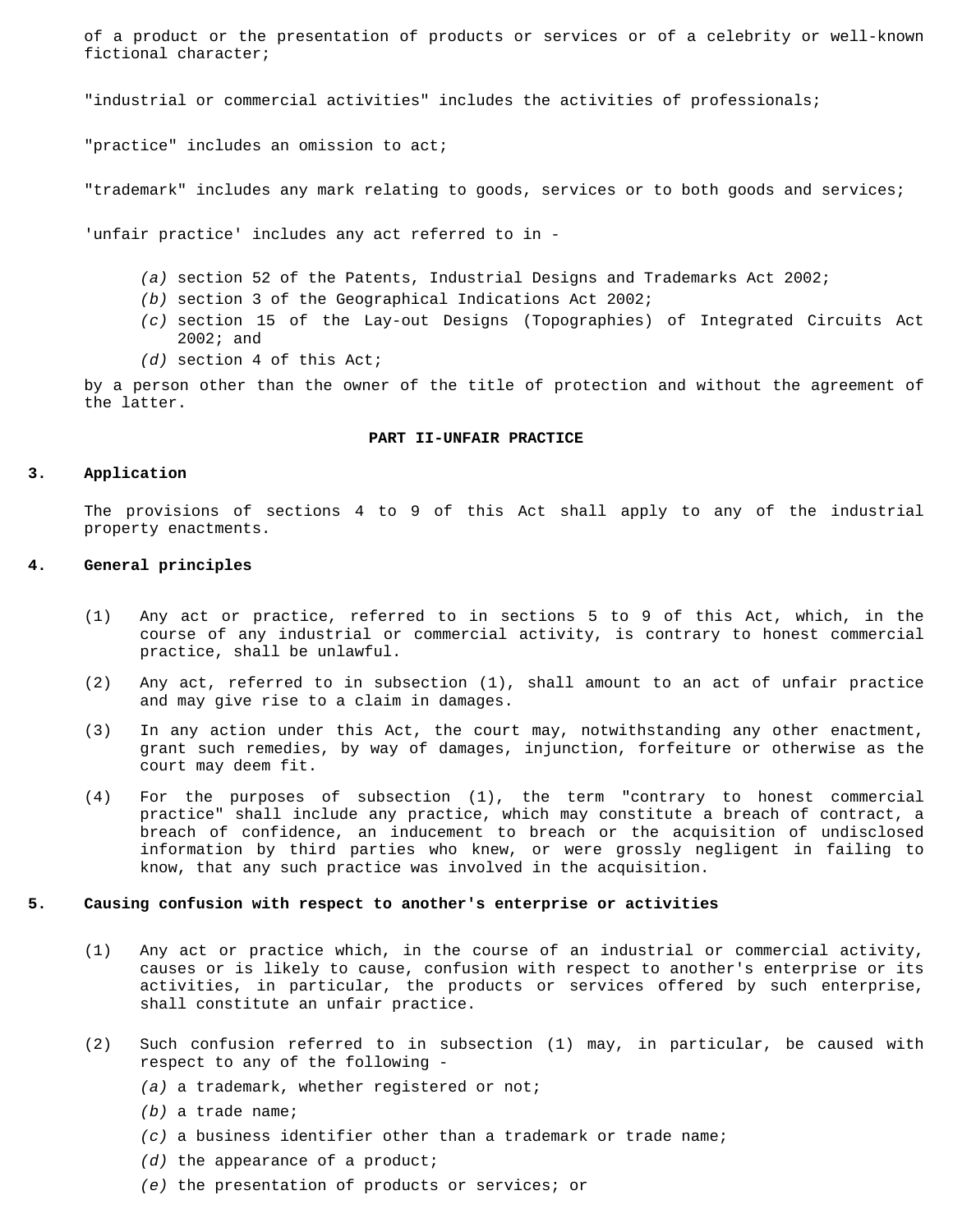of a product or the presentation of products or services or of a celebrity or well-known fictional character;

"industrial or commercial activities" includes the activities of professionals;

"practice" includes an omission to act;

"trademark" includes any mark relating to goods, services or to both goods and services;

'unfair practice' includes any act referred to in -

- *(a)* section 52 of the Patents, Industrial Designs and Trademarks Act 2002;
- *(b)* section 3 of the Geographical Indications Act 2002;
- *(c)* section 15 of the Lay-out Designs (Topographies) of Integrated Circuits Act 2002; and
- *(d)* section 4 of this Act;

by a person other than the owner of the title of protection and without the agreement of the latter.

## PART II-UNFAIR PRACTICE

### 3. Application

The provisions of sections 4 to 9 of this Act shall apply to any of the industrial property enactments.

### 4. General principles

(1) Any act or practice, referred to in sections 5 to 9 of this Act, which, in the course of any industrial or commercial activity, is contrary to honest commercial practice, shall be unlawful.

(2) Any act, referred to in subsection (1), shall amount to an act of unfair practice and may give rise to a claim in damages.

(3) In any action under this Act, the court may, notwithstanding any other enactment, grant such remedies, by way of damages, injunction, forfeiture or otherwise as the court may deem fit.

(4) For the purposes of subsection (1), the term "contrary to honest commercial practice" shall include any practice, which may constitute a breach of contract, a breach of confidence, an inducement to breach or the acquisition of undisclosed information by third parties who knew, or were grossly negligent in failing to know, that any such practice was involved in the acquisition.

### 5. Causing confusion with respect to another's enterprise or activities

(1) Any act or practice which, in the course of an industrial or commercial activity, causes or is likely to cause, confusion with respect to another's enterprise or its activities, in particular, the products or services offered by such enterprise, shall constitute an unfair practice.

(2) Such confusion referred to in subsection (1) may, in particular, be caused with respect to any of the following -

- *(a)* a trademark, whether registered or not;
- *(b)* a trade name;
- *(c)* a business identifier other than a trademark or trade name;
- *(d)* the appearance of a product;
- *(e)* the presentation of products or services; or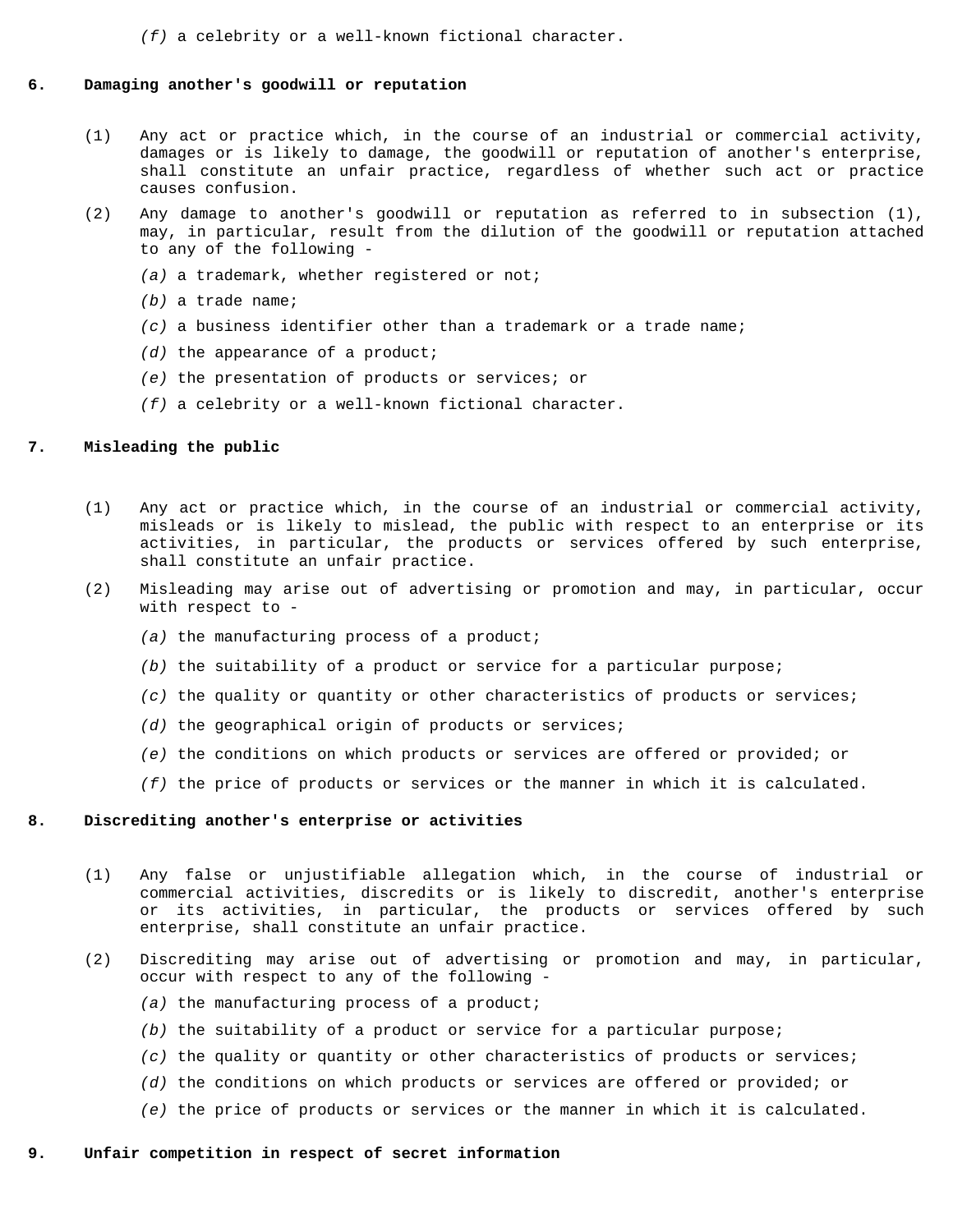*(f)* a celebrity or a well-known fictional character.

## 6. Damaging another's goodwill or reputation

(1) Any act or practice which, in the course of an industrial or commercial activity, damages or is likely to damage, the goodwill or reputation of another's enterprise, shall constitute an unfair practice, regardless of whether such act or practice causes confusion.

(2) Any damage to another's goodwill or reputation as referred to in subsection (1), may, in particular, result from the dilution of the goodwill or reputation attached to any of the following -

*(a)* a trademark, whether registered or not;

*(b)* a trade name;

*(c)* a business identifier other than a trademark or a trade name;

*(d)* the appearance of a product;

*(e)* the presentation of products or services; or

*(f)* a celebrity or a well-known fictional character.

## 7. Misleading the public

(1) Any act or practice which, in the course of an industrial or commercial activity, misleads or is likely to mislead, the public with respect to an enterprise or its activities, in particular, the products or services offered by such enterprise, shall constitute an unfair practice.

(2) Misleading may arise out of advertising or promotion and may, in particular, occur with respect to -

*(a)* the manufacturing process of a product;

*(b)* the suitability of a product or service for a particular purpose;

*(c)* the quality or quantity or other characteristics of products or services;

*(d)* the geographical origin of products or services;

*(e)* the conditions on which products or services are offered or provided; or

*(f)* the price of products or services or the manner in which it is calculated.

## 8. Discrediting another's enterprise or activities

(1) Any false or unjustifiable allegation which, in the course of industrial or commercial activities, discredits or is likely to discredit, another's enterprise or its activities, in particular, the products or services offered by such enterprise, shall constitute an unfair practice.

(2) Discrediting may arise out of advertising or promotion and may, in particular, occur with respect to any of the following -

*(a)* the manufacturing process of a product;

*(b)* the suitability of a product or service for a particular purpose;

*(c)* the quality or quantity or other characteristics of products or services;

*(d)* the conditions on which products or services are offered or provided; or

*(e)* the price of products or services or the manner in which it is calculated.

## 9. Unfair competition in respect of secret information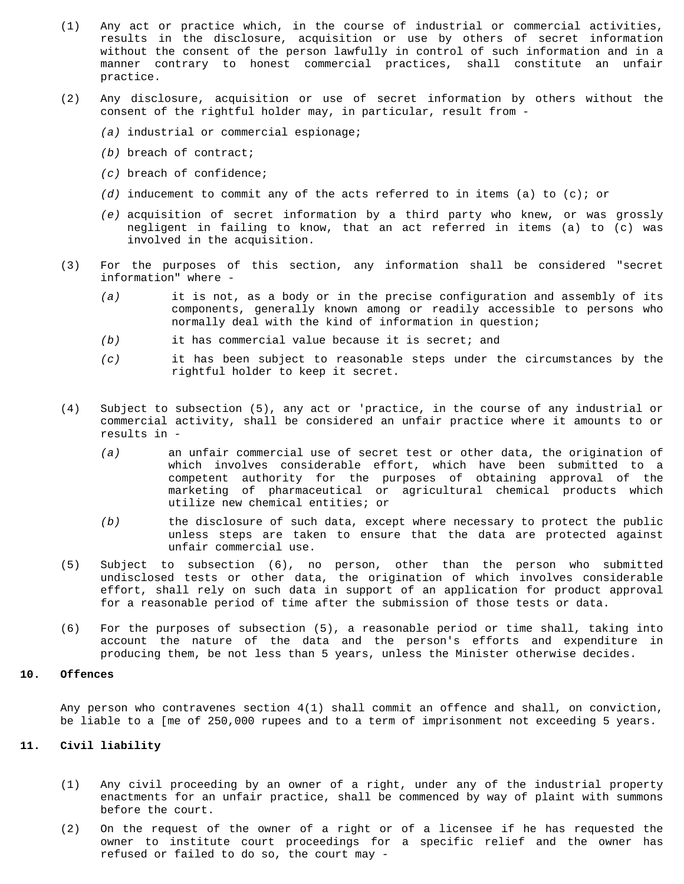(1) Any act or practice which, in the course of industrial or commercial activities, results in the disclosure, acquisition or use by others of secret information without the consent of the person lawfully in control of such information and in a manner contrary to honest commercial practices, shall constitute an unfair practice.

(2) Any disclosure, acquisition or use of secret information by others without the consent of the rightful holder may, in particular, result from -

*(a)* industrial or commercial espionage;

*(b)* breach of contract;

*(c)* breach of confidence;

*(d)* inducement to commit any of the acts referred to in items (a) to (c); or

*(e)* acquisition of secret information by a third party who knew, or was grossly negligent in failing to know, that an act referred in items (a) to (c) was involved in the acquisition.

(3) For the purposes of this section, any information shall be considered "secret information" where -

*(a)* it is not, as a body or in the precise configuration and assembly of its components, generally known among or readily accessible to persons who normally deal with the kind of information in question;

*(b)* it has commercial value because it is secret; and

*(c)* it has been subject to reasonable steps under the circumstances by the rightful holder to keep it secret.

(4) Subject to subsection (5), any act or 'practice, in the course of any industrial or commercial activity, shall be considered an unfair practice where it amounts to or results in -

*(a)* an unfair commercial use of secret test or other data, the origination of which involves considerable effort, which have been submitted to a competent authority for the purposes of obtaining approval of the marketing of pharmaceutical or agricultural chemical products which utilize new chemical entities; or

*(b)* the disclosure of such data, except where necessary to protect the public unless steps are taken to ensure that the data are protected against unfair commercial use.

(5) Subject to subsection (6), no person, other than the person who submitted undisclosed tests or other data, the origination of which involves considerable effort, shall rely on such data in support of an application for product approval for a reasonable period of time after the submission of those tests or data.

(6) For the purposes of subsection (5), a reasonable period or time shall, taking into account the nature of the data and the person's efforts and expenditure in producing them, be not less than 5 years, unless the Minister otherwise decides.

## 10. Offences

Any person who contravenes section 4(1) shall commit an offence and shall, on conviction, be liable to a [me of 250,000 rupees and to a term of imprisonment not exceeding 5 years.

## 11. Civil liability

(1) Any civil proceeding by an owner of a right, under any of the industrial property enactments for an unfair practice, shall be commenced by way of plaint with summons before the court.

(2) On the request of the owner of a right or of a licensee if he has requested the owner to institute court proceedings for a specific relief and the owner has refused or failed to do so, the court may -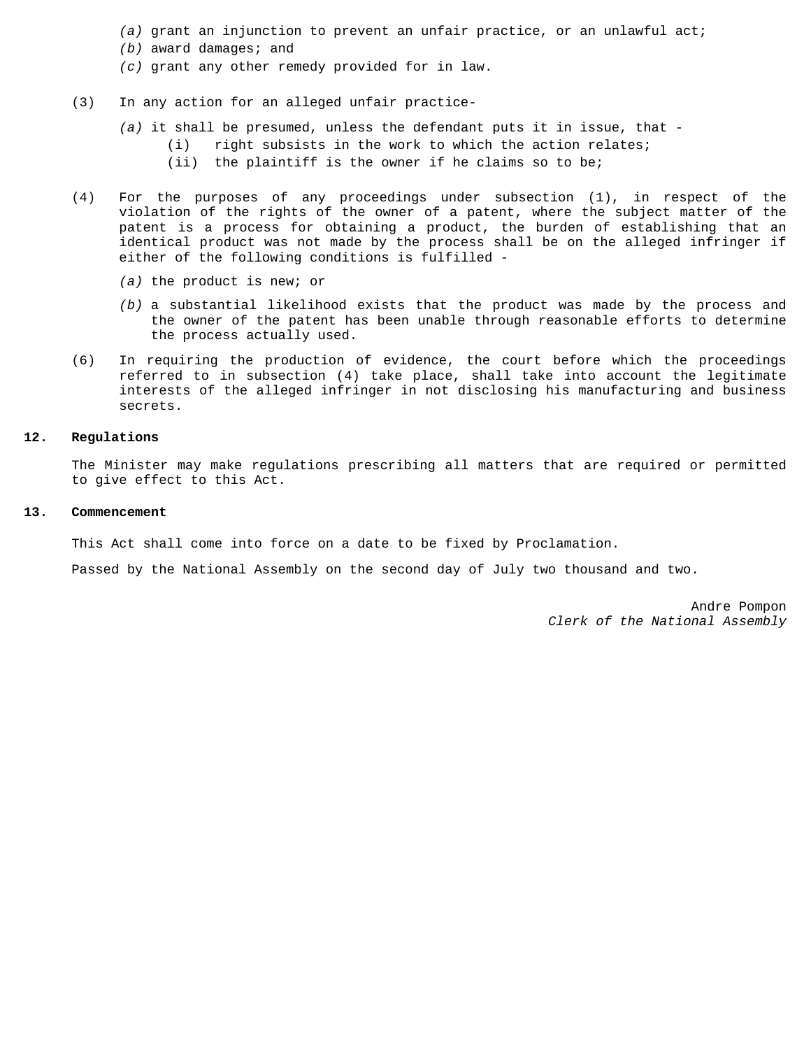(a) grant an injunction to prevent an unfair practice, or an unlawful act;

(b) award damages; and

(c) grant any other remedy provided for in law.

(3) In any action for an alleged unfair practice-

(a) it shall be presumed, unless the defendant puts it in issue, that -

(i) right subsists in the work to which the action relates;

(ii) the plaintiff is the owner if he claims so to be;

(4) For the purposes of any proceedings under subsection (1), in respect of the violation of the rights of the owner of a patent, where the subject matter of the patent is a process for obtaining a product, the burden of establishing that an identical product was not made by the process shall be on the alleged infringer if either of the following conditions is fulfilled -

(a) the product is new; or

(b) a substantial likelihood exists that the product was made by the process and the owner of the patent has been unable through reasonable efforts to determine the process actually used.

(6) In requiring the production of evidence, the court before which the proceedings referred to in subsection (4) take place, shall take into account the legitimate interests of the alleged infringer in not disclosing his manufacturing and business secrets.

**12. Regulations**

The Minister may make regulations prescribing all matters that are required or permitted to give effect to this Act.

**13. Commencement**

This Act shall come into force on a date to be fixed by Proclamation.

Passed by the National Assembly on the second day of July two thousand and two.

Andre Pompon
*Clerk of the National Assembly*